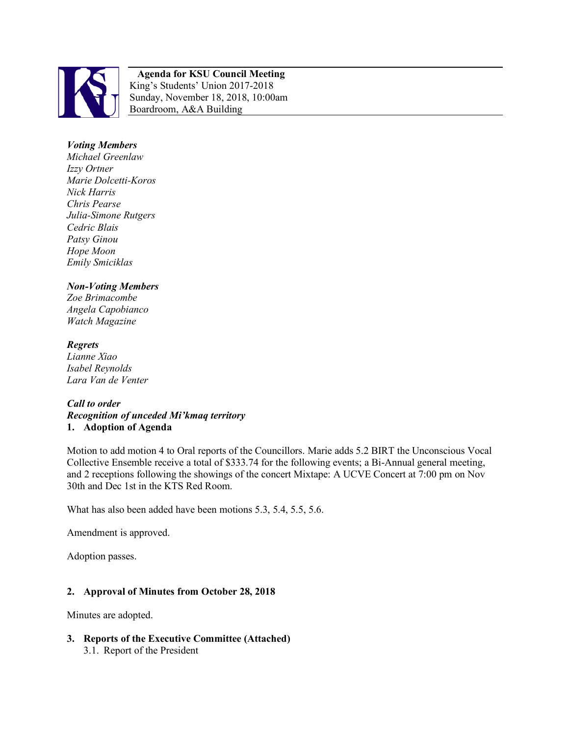**Agenda for KSU Council Meeting**
King's Students' Union 2017-2018
Sunday, November 18, 2018, 10:00am
Boardroom, A&A Building

***Voting Members***
*Michael Greenlaw*
*Izzy Ortner*
*Marie Dolcetti-Koros*
*Nick Harris*
*Chris Pearse*
*Julia-Simone Rutgers*
*Cedric Blais*
*Patsy Ginou*
*Hope Moon*
*Emily Smiciklas*

***Non-Voting Members***
*Zoe Brimacombe*
*Angela Capobianco*
*Watch Magazine*

***Regrets***
*Lianne Xiao*
*Isabel Reynolds*
*Lara Van de Venter*

***Call to order***
***Recognition of unceded Mi'kmaq territory***

## 1. Adoption of Agenda

Motion to add motion 4 to Oral reports of the Councillors. Marie adds 5.2 BIRT the Unconscious Vocal Collective Ensemble receive a total of $333.74 for the following events; a Bi-Annual general meeting, and 2 receptions following the showings of the concert Mixtape: A UCVE Concert at 7:00 pm on Nov 30th and Dec 1st in the KTS Red Room.

What has also been added have been motions 5.3, 5.4, 5.5, 5.6.

Amendment is approved.

Adoption passes.

## 2. Approval of Minutes from October 28, 2018

Minutes are adopted.

## 3. Reports of the Executive Committee (Attached)

3.1. Report of the President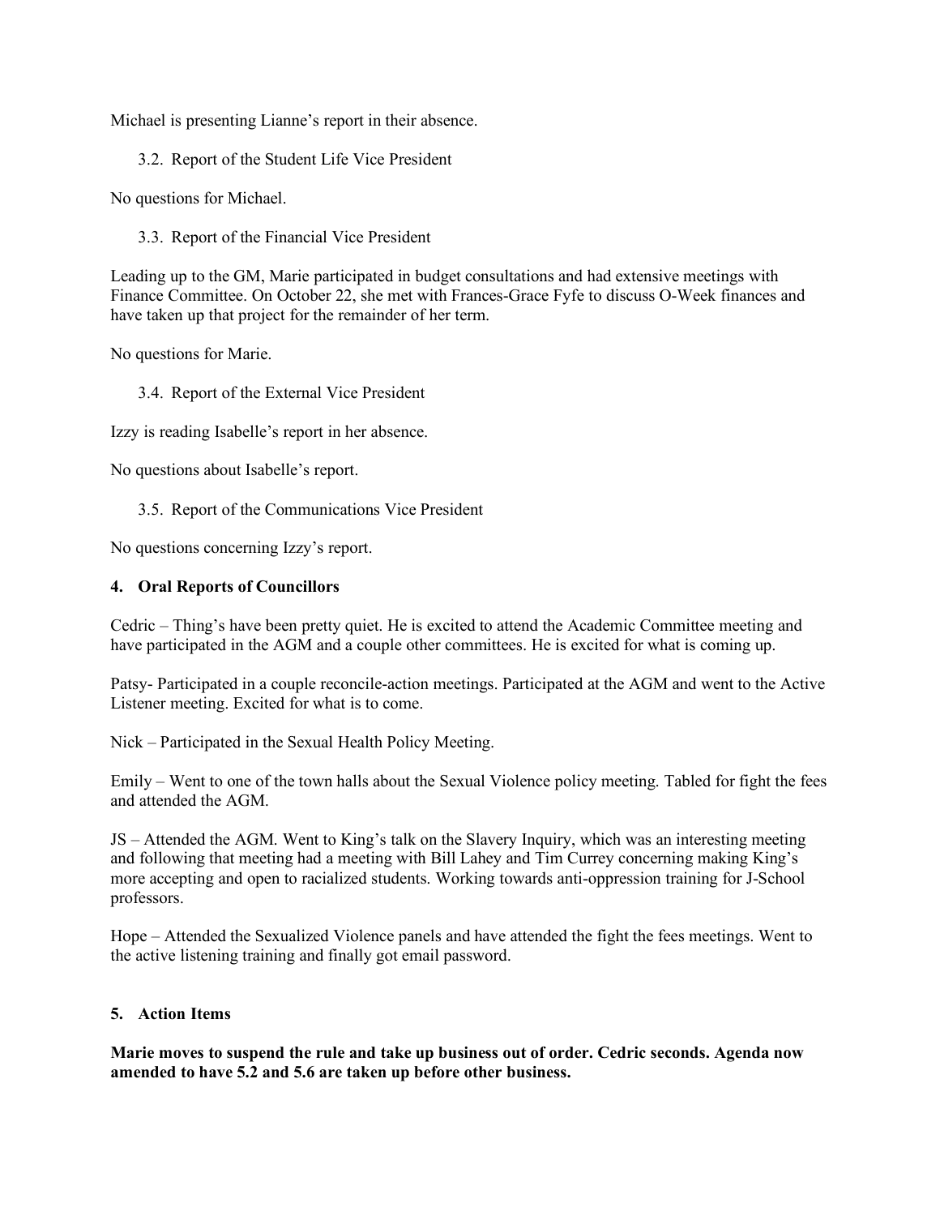Michael is presenting Lianne's report in their absence.

3.2. Report of the Student Life Vice President

No questions for Michael.

3.3. Report of the Financial Vice President

Leading up to the GM, Marie participated in budget consultations and had extensive meetings with Finance Committee. On October 22, she met with Frances-Grace Fyfe to discuss O-Week finances and have taken up that project for the remainder of her term.

No questions for Marie.

3.4. Report of the External Vice President

Izzy is reading Isabelle's report in her absence.

No questions about Isabelle's report.

3.5. Report of the Communications Vice President

No questions concerning Izzy's report.

## 4. Oral Reports of Councillors

Cedric – Thing's have been pretty quiet. He is excited to attend the Academic Committee meeting and have participated in the AGM and a couple other committees. He is excited for what is coming up.

Patsy- Participated in a couple reconcile-action meetings. Participated at the AGM and went to the Active Listener meeting. Excited for what is to come.

Nick – Participated in the Sexual Health Policy Meeting.

Emily – Went to one of the town halls about the Sexual Violence policy meeting. Tabled for fight the fees and attended the AGM.

JS – Attended the AGM. Went to King's talk on the Slavery Inquiry, which was an interesting meeting and following that meeting had a meeting with Bill Lahey and Tim Currey concerning making King's more accepting and open to racialized students. Working towards anti-oppression training for J-School professors.

Hope – Attended the Sexualized Violence panels and have attended the fight the fees meetings. Went to the active listening training and finally got email password.

## 5. Action Items

**Marie moves to suspend the rule and take up business out of order. Cedric seconds. Agenda now amended to have 5.2 and 5.6 are taken up before other business.**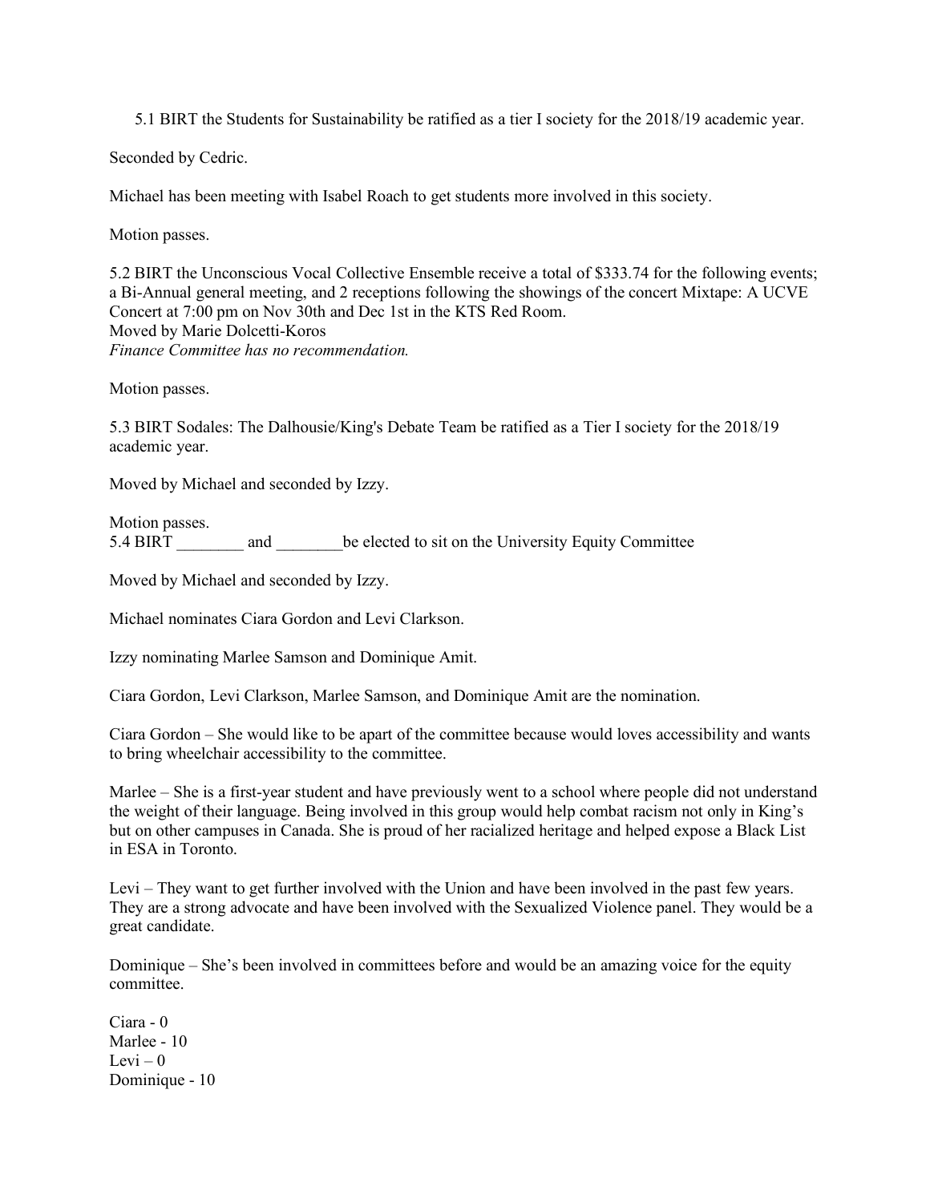5.1 BIRT the Students for Sustainability be ratified as a tier I society for the 2018/19 academic year.

Seconded by Cedric.

Michael has been meeting with Isabel Roach to get students more involved in this society.

Motion passes.

5.2 BIRT the Unconscious Vocal Collective Ensemble receive a total of $333.74 for the following events; a Bi-Annual general meeting, and 2 receptions following the showings of the concert Mixtape: A UCVE Concert at 7:00 pm on Nov 30th and Dec 1st in the KTS Red Room.
Moved by Marie Dolcetti-Koros
*Finance Committee has no recommendation.*

Motion passes.

5.3 BIRT Sodales: The Dalhousie/King's Debate Team be ratified as a Tier I society for the 2018/19 academic year.

Moved by Michael and seconded by Izzy.

Motion passes.
5.4 BIRT ________ and ________be elected to sit on the University Equity Committee

Moved by Michael and seconded by Izzy.

Michael nominates Ciara Gordon and Levi Clarkson.

Izzy nominating Marlee Samson and Dominique Amit.

Ciara Gordon, Levi Clarkson, Marlee Samson, and Dominique Amit are the nomination.

Ciara Gordon – She would like to be apart of the committee because would loves accessibility and wants to bring wheelchair accessibility to the committee.

Marlee – She is a first-year student and have previously went to a school where people did not understand the weight of their language. Being involved in this group would help combat racism not only in King's but on other campuses in Canada. She is proud of her racialized heritage and helped expose a Black List in ESA in Toronto.

Levi – They want to get further involved with the Union and have been involved in the past few years. They are a strong advocate and have been involved with the Sexualized Violence panel. They would be a great candidate.

Dominique – She's been involved in committees before and would be an amazing voice for the equity committee.

Ciara - 0
Marlee - 10
Levi – 0
Dominique - 10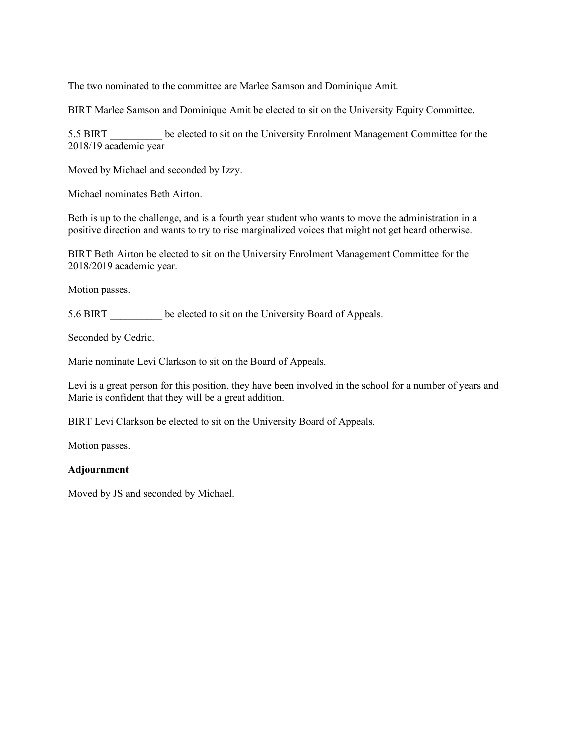The two nominated to the committee are Marlee Samson and Dominique Amit.

BIRT Marlee Samson and Dominique Amit be elected to sit on the University Equity Committee.

5.5 BIRT __________ be elected to sit on the University Enrolment Management Committee for the 2018/19 academic year

Moved by Michael and seconded by Izzy.

Michael nominates Beth Airton.

Beth is up to the challenge, and is a fourth year student who wants to move the administration in a positive direction and wants to try to rise marginalized voices that might not get heard otherwise.

BIRT Beth Airton be elected to sit on the University Enrolment Management Committee for the 2018/2019 academic year.

Motion passes.

5.6 BIRT __________ be elected to sit on the University Board of Appeals.

Seconded by Cedric.

Marie nominate Levi Clarkson to sit on the Board of Appeals.

Levi is a great person for this position, they have been involved in the school for a number of years and Marie is confident that they will be a great addition.

BIRT Levi Clarkson be elected to sit on the University Board of Appeals.

Motion passes.

**Adjournment**

Moved by JS and seconded by Michael.